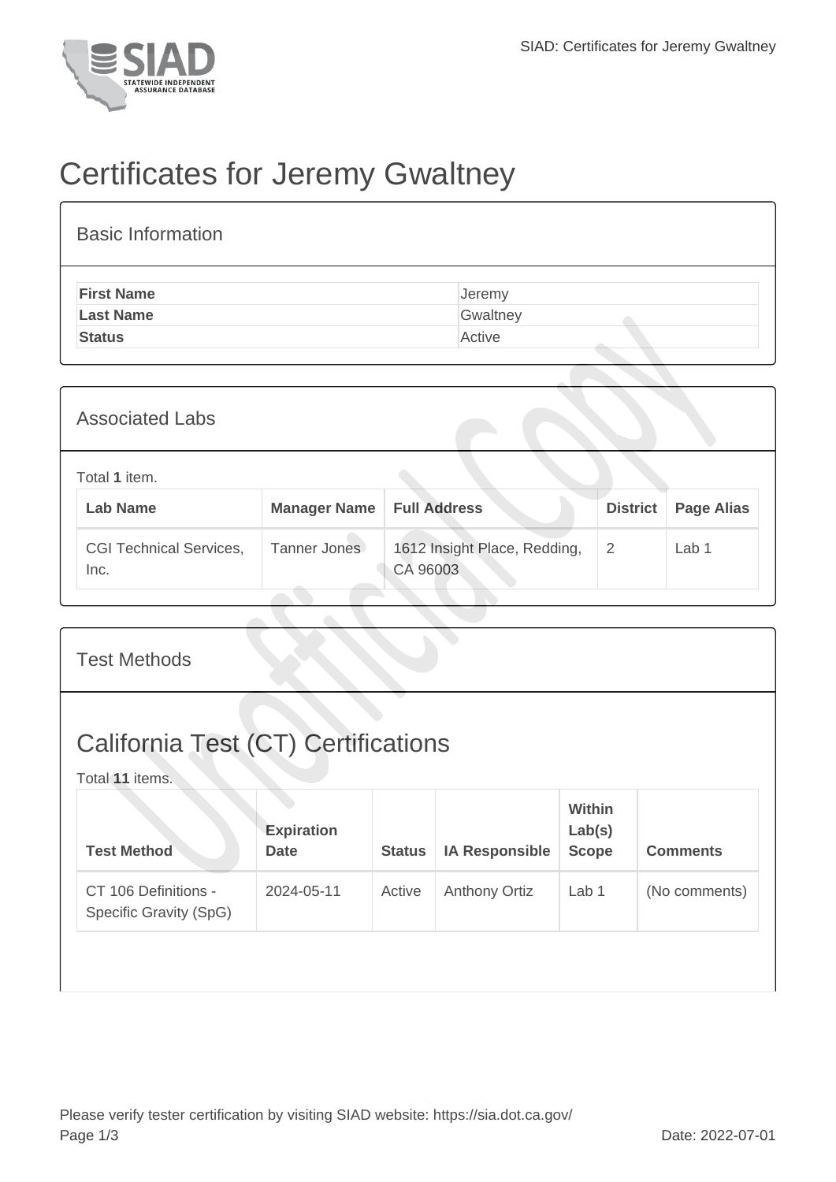# Certificates for Jeremy Gwaltney

## Basic Information

| | |
|---|---|
| **First Name** | Jeremy |
| **Last Name** | Gwaltney |
| **Status** | Active |

## Associated Labs

Total **1** item.

| Lab Name | Manager Name | Full Address | District | Page Alias |
|---|---|---|---|---|
| CGI Technical Services, Inc. | Tanner Jones | 1612 Insight Place, Redding, CA 96003 | 2 | Lab 1 |

## Test Methods

## California Test (CT) Certifications

Total **11** items.

| Test Method | Expiration Date | Status | IA Responsible | Within Lab(s) Scope | Comments |
|---|---|---|---|---|---|
| CT 106 Definitions - Specific Gravity (SpG) | 2024-05-11 | Active | Anthony Ortiz | Lab 1 | (No comments) |

Please verify tester certification by visiting SIAD website: https://sia.dot.ca.gov/

Date: 2022-07-01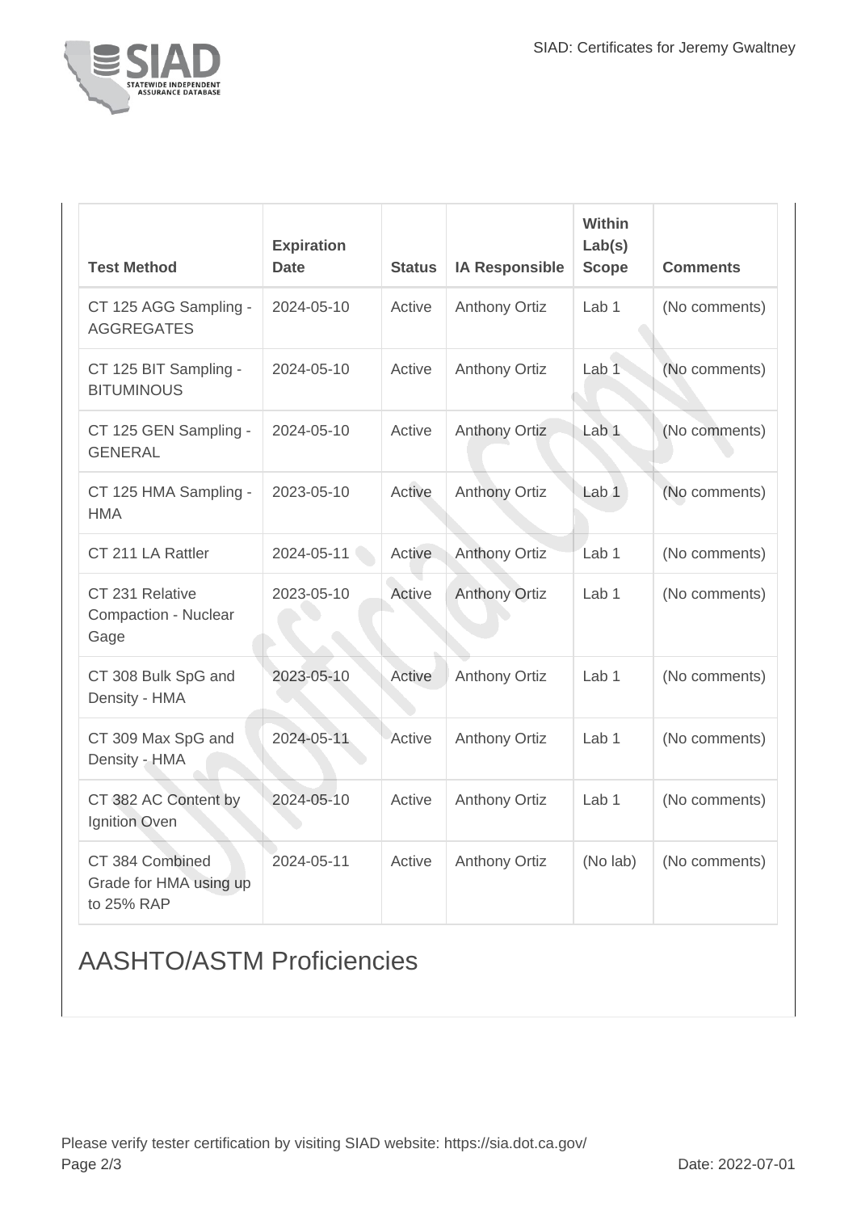| Test Method | Expiration Date | Status | IA Responsible | Within Lab(s) Scope | Comments |
|---|---|---|---|---|---|
| CT 125 AGG Sampling - AGGREGATES | 2024-05-10 | Active | Anthony Ortiz | Lab 1 | (No comments) |
| CT 125 BIT Sampling - BITUMINOUS | 2024-05-10 | Active | Anthony Ortiz | Lab 1 | (No comments) |
| CT 125 GEN Sampling - GENERAL | 2024-05-10 | Active | Anthony Ortiz | Lab 1 | (No comments) |
| CT 125 HMA Sampling - HMA | 2023-05-10 | Active | Anthony Ortiz | Lab 1 | (No comments) |
| CT 211 LA Rattler | 2024-05-11 | Active | Anthony Ortiz | Lab 1 | (No comments) |
| CT 231 Relative Compaction - Nuclear Gage | 2023-05-10 | Active | Anthony Ortiz | Lab 1 | (No comments) |
| CT 308 Bulk SpG and Density - HMA | 2023-05-10 | Active | Anthony Ortiz | Lab 1 | (No comments) |
| CT 309 Max SpG and Density - HMA | 2024-05-11 | Active | Anthony Ortiz | Lab 1 | (No comments) |
| CT 382 AC Content by Ignition Oven | 2024-05-10 | Active | Anthony Ortiz | Lab 1 | (No comments) |
| CT 384 Combined Grade for HMA using up to 25% RAP | 2024-05-11 | Active | Anthony Ortiz | (No lab) | (No comments) |

## AASHTO/ASTM Proficiencies

Please verify tester certification by visiting SIAD website: https://sia.dot.ca.gov/

Date: 2022-07-01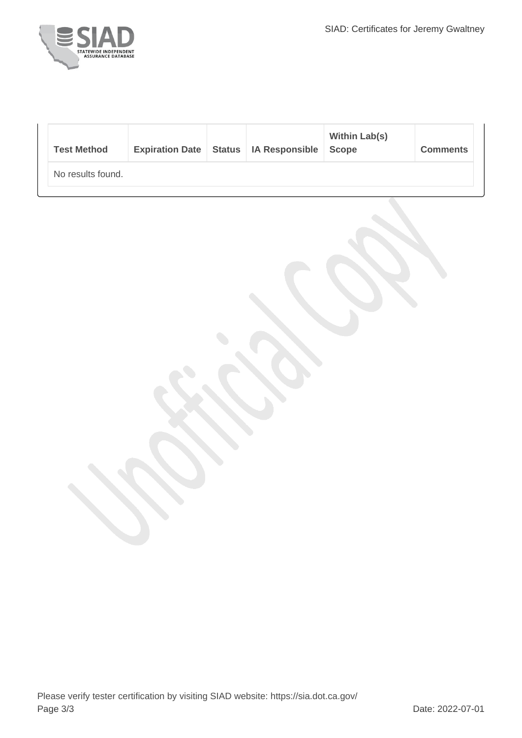| Test Method | Expiration Date | Status | IA Responsible | Within Lab(s) Scope | Comments |
|---|---|---|---|---|---|
| No results found. | | | | | |

Please verify tester certification by visiting SIAD website: https://sia.dot.ca.gov/

Date: 2022-07-01